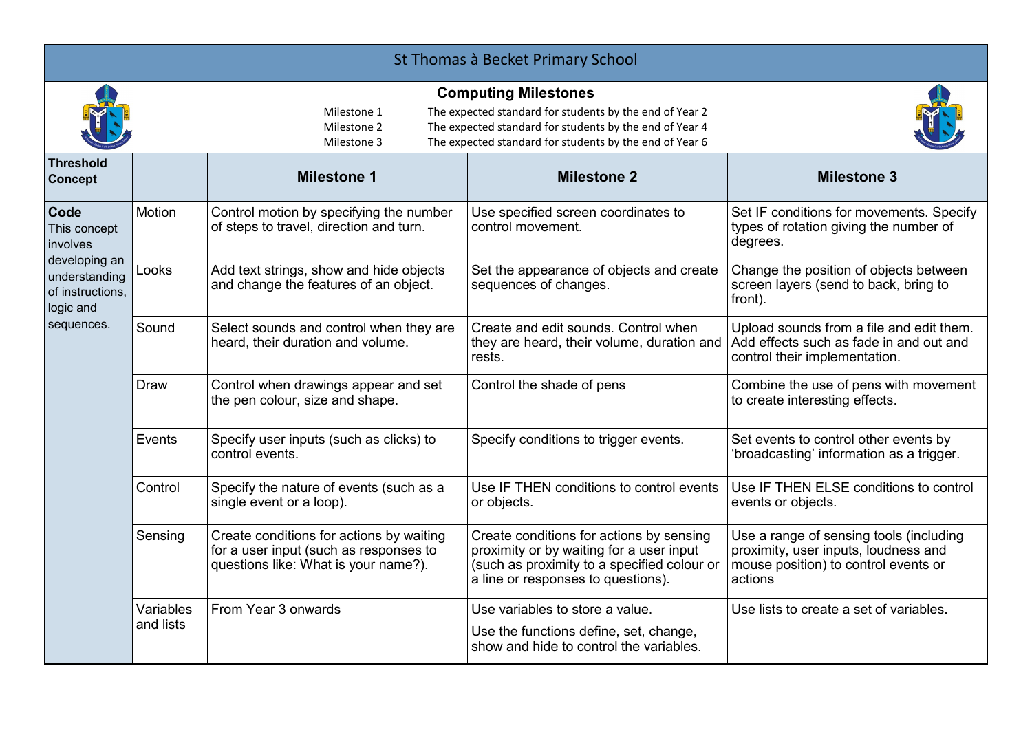# St Thomas à Becket Primary School

## Computing Milestones

| | |
|---|---|
| Milestone 1 | The expected standard for students by the end of Year 2 |
| Milestone 2 | The expected standard for students by the end of Year 4 |
| Milestone 3 | The expected standard for students by the end of Year 6 |

| Threshold Concept | | Milestone 1 | Milestone 2 | Milestone 3 |
|---|---|---|---|---|
| **Code** This concept involves developing an understanding of instructions, logic and sequences. | Motion | Control motion by specifying the number of steps to travel, direction and turn. | Use specified screen coordinates to control movement. | Set IF conditions for movements. Specify types of rotation giving the number of degrees. |
| | Looks | Add text strings, show and hide objects and change the features of an object. | Set the appearance of objects and create sequences of changes. | Change the position of objects between screen layers (send to back, bring to front). |
| | Sound | Select sounds and control when they are heard, their duration and volume. | Create and edit sounds. Control when they are heard, their volume, duration and rests. | Upload sounds from a file and edit them. Add effects such as fade in and out and control their implementation. |
| | Draw | Control when drawings appear and set the pen colour, size and shape. | Control the shade of pens | Combine the use of pens with movement to create interesting effects. |
| | Events | Specify user inputs (such as clicks) to control events. | Specify conditions to trigger events. | Set events to control other events by 'broadcasting' information as a trigger. |
| | Control | Specify the nature of events (such as a single event or a loop). | Use IF THEN conditions to control events or objects. | Use IF THEN ELSE conditions to control events or objects. |
| | Sensing | Create conditions for actions by waiting for a user input (such as responses to questions like: What is your name?). | Create conditions for actions by sensing proximity or by waiting for a user input (such as proximity to a specified colour or a line or responses to questions). | Use a range of sensing tools (including proximity, user inputs, loudness and mouse position) to control events or actions |
| | Variables and lists | From Year 3 onwards | Use variables to store a value. Use the functions define, set, change, show and hide to control the variables. | Use lists to create a set of variables. |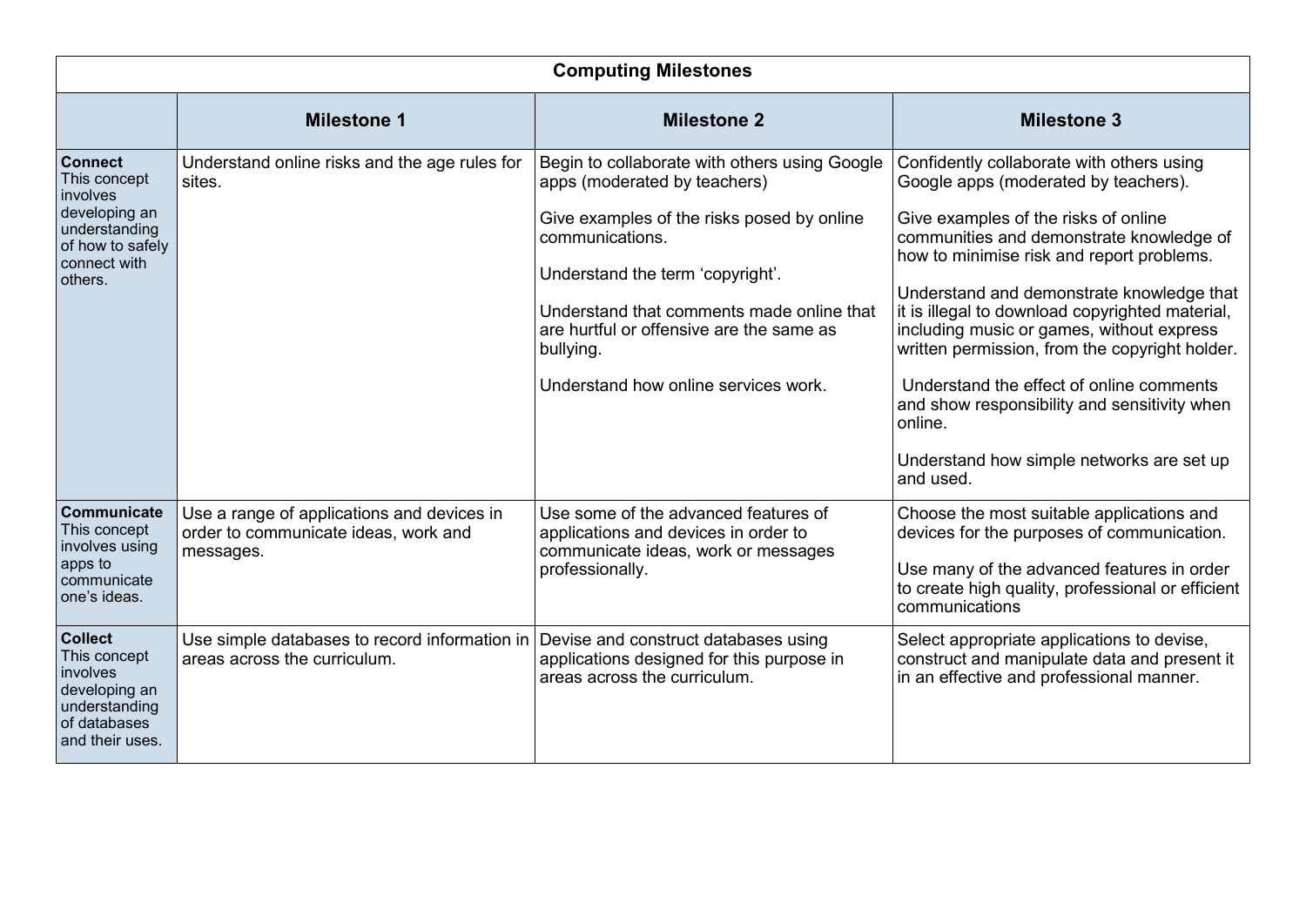| Computing Milestones | | | |
|---|---|---|---|
| | **Milestone 1** | **Milestone 2** | **Milestone 3** |
| **Connect** This concept involves developing an understanding of how to safely connect with others. | Understand online risks and the age rules for sites. | Begin to collaborate with others using Google apps (moderated by teachers)<br><br>Give examples of the risks posed by online communications.<br><br>Understand the term 'copyright'.<br><br>Understand that comments made online that are hurtful or offensive are the same as bullying.<br><br>Understand how online services work. | Confidently collaborate with others using Google apps (moderated by teachers).<br><br>Give examples of the risks of online communities and demonstrate knowledge of how to minimise risk and report problems.<br><br>Understand and demonstrate knowledge that it is illegal to download copyrighted material, including music or games, without express written permission, from the copyright holder.<br><br>Understand the effect of online comments and show responsibility and sensitivity when online.<br><br>Understand how simple networks are set up and used. |
| **Communicate** This concept involves using apps to communicate one's ideas. | Use a range of applications and devices in order to communicate ideas, work and messages. | Use some of the advanced features of applications and devices in order to communicate ideas, work or messages professionally. | Choose the most suitable applications and devices for the purposes of communication.<br><br>Use many of the advanced features in order to create high quality, professional or efficient communications |
| **Collect** This concept involves developing an understanding of databases and their uses. | Use simple databases to record information in areas across the curriculum. | Devise and construct databases using applications designed for this purpose in areas across the curriculum. | Select appropriate applications to devise, construct and manipulate data and present it in an effective and professional manner. |